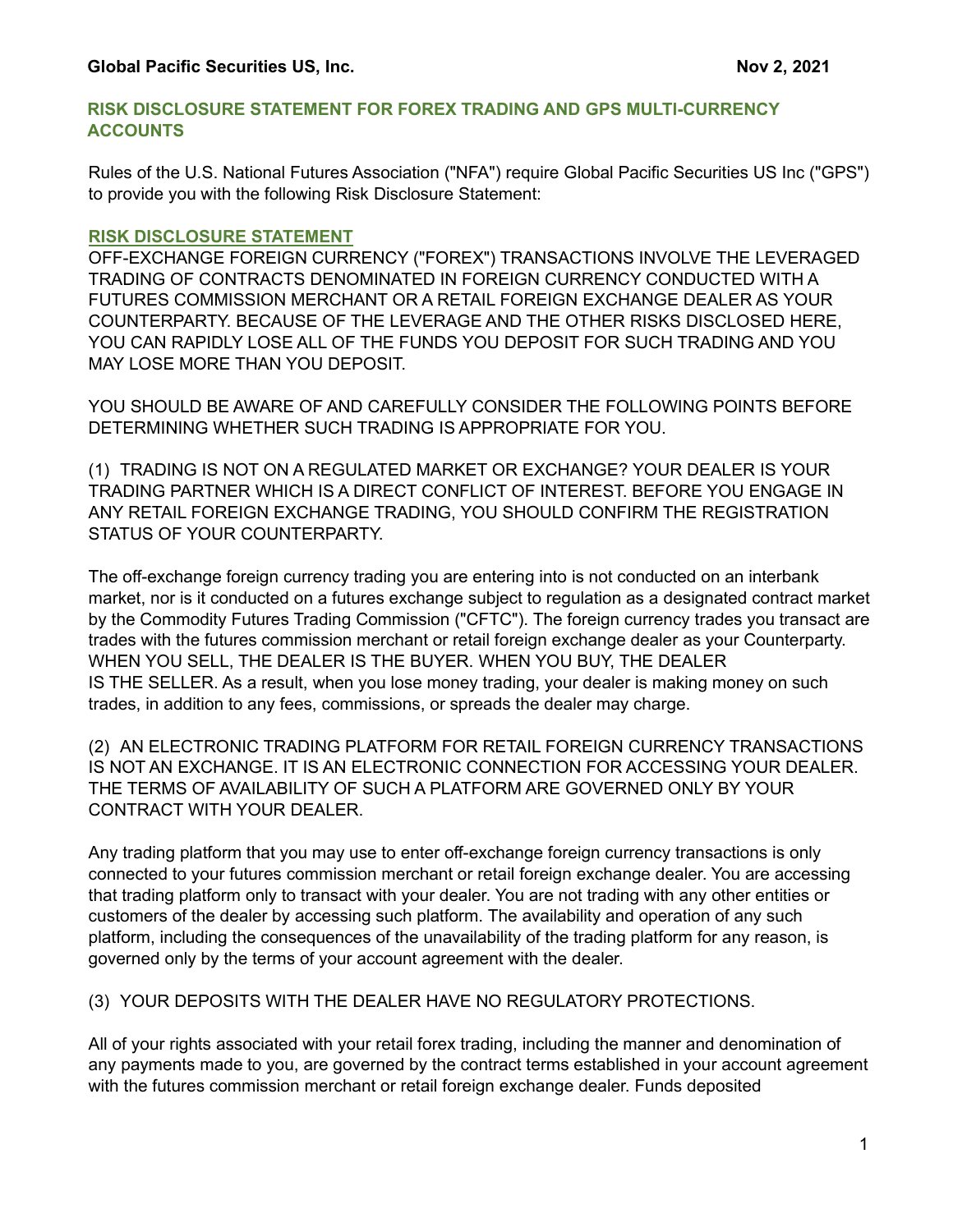**Global Pacific Securities US, Inc.** **Nov 2, 2021**

## RISK DISCLOSURE STATEMENT FOR FOREX TRADING AND GPS MULTI-CURRENCY ACCOUNTS

Rules of the U.S. National Futures Association ("NFA") require Global Pacific Securities US Inc ("GPS") to provide you with the following Risk Disclosure Statement:

### RISK DISCLOSURE STATEMENT

OFF-EXCHANGE FOREIGN CURRENCY ("FOREX") TRANSACTIONS INVOLVE THE LEVERAGED TRADING OF CONTRACTS DENOMINATED IN FOREIGN CURRENCY CONDUCTED WITH A FUTURES COMMISSION MERCHANT OR A RETAIL FOREIGN EXCHANGE DEALER AS YOUR COUNTERPARTY. BECAUSE OF THE LEVERAGE AND THE OTHER RISKS DISCLOSED HERE, YOU CAN RAPIDLY LOSE ALL OF THE FUNDS YOU DEPOSIT FOR SUCH TRADING AND YOU MAY LOSE MORE THAN YOU DEPOSIT.

YOU SHOULD BE AWARE OF AND CAREFULLY CONSIDER THE FOLLOWING POINTS BEFORE DETERMINING WHETHER SUCH TRADING IS APPROPRIATE FOR YOU.

(1) TRADING IS NOT ON A REGULATED MARKET OR EXCHANGE? YOUR DEALER IS YOUR TRADING PARTNER WHICH IS A DIRECT CONFLICT OF INTEREST. BEFORE YOU ENGAGE IN ANY RETAIL FOREIGN EXCHANGE TRADING, YOU SHOULD CONFIRM THE REGISTRATION STATUS OF YOUR COUNTERPARTY.

The off-exchange foreign currency trading you are entering into is not conducted on an interbank market, nor is it conducted on a futures exchange subject to regulation as a designated contract market by the Commodity Futures Trading Commission ("CFTC"). The foreign currency trades you transact are trades with the futures commission merchant or retail foreign exchange dealer as your Counterparty. WHEN YOU SELL, THE DEALER IS THE BUYER. WHEN YOU BUY, THE DEALER IS THE SELLER. As a result, when you lose money trading, your dealer is making money on such trades, in addition to any fees, commissions, or spreads the dealer may charge.

(2) AN ELECTRONIC TRADING PLATFORM FOR RETAIL FOREIGN CURRENCY TRANSACTIONS IS NOT AN EXCHANGE. IT IS AN ELECTRONIC CONNECTION FOR ACCESSING YOUR DEALER. THE TERMS OF AVAILABILITY OF SUCH A PLATFORM ARE GOVERNED ONLY BY YOUR CONTRACT WITH YOUR DEALER.

Any trading platform that you may use to enter off-exchange foreign currency transactions is only connected to your futures commission merchant or retail foreign exchange dealer. You are accessing that trading platform only to transact with your dealer. You are not trading with any other entities or customers of the dealer by accessing such platform. The availability and operation of any such platform, including the consequences of the unavailability of the trading platform for any reason, is governed only by the terms of your account agreement with the dealer.

(3) YOUR DEPOSITS WITH THE DEALER HAVE NO REGULATORY PROTECTIONS.

All of your rights associated with your retail forex trading, including the manner and denomination of any payments made to you, are governed by the contract terms established in your account agreement with the futures commission merchant or retail foreign exchange dealer. Funds deposited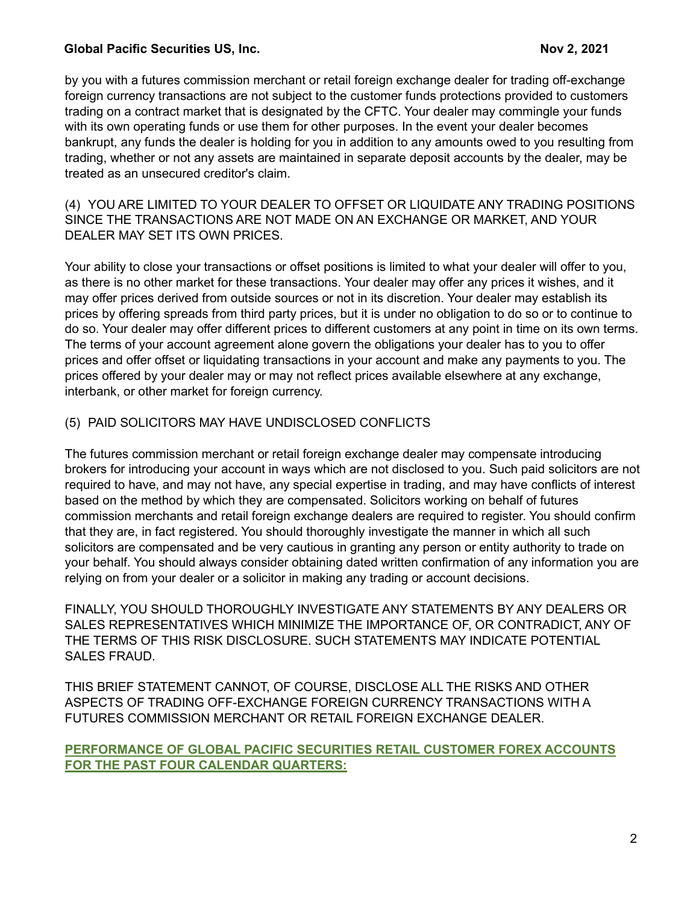by you with a futures commission merchant or retail foreign exchange dealer for trading off-exchange foreign currency transactions are not subject to the customer funds protections provided to customers trading on a contract market that is designated by the CFTC. Your dealer may commingle your funds with its own operating funds or use them for other purposes. In the event your dealer becomes bankrupt, any funds the dealer is holding for you in addition to any amounts owed to you resulting from trading, whether or not any assets are maintained in separate deposit accounts by the dealer, may be treated as an unsecured creditor's claim.

(4) YOU ARE LIMITED TO YOUR DEALER TO OFFSET OR LIQUIDATE ANY TRADING POSITIONS SINCE THE TRANSACTIONS ARE NOT MADE ON AN EXCHANGE OR MARKET, AND YOUR DEALER MAY SET ITS OWN PRICES.

Your ability to close your transactions or offset positions is limited to what your dealer will offer to you, as there is no other market for these transactions. Your dealer may offer any prices it wishes, and it may offer prices derived from outside sources or not in its discretion. Your dealer may establish its prices by offering spreads from third party prices, but it is under no obligation to do so or to continue to do so. Your dealer may offer different prices to different customers at any point in time on its own terms. The terms of your account agreement alone govern the obligations your dealer has to you to offer prices and offer offset or liquidating transactions in your account and make any payments to you. The prices offered by your dealer may or may not reflect prices available elsewhere at any exchange, interbank, or other market for foreign currency.

(5) PAID SOLICITORS MAY HAVE UNDISCLOSED CONFLICTS

The futures commission merchant or retail foreign exchange dealer may compensate introducing brokers for introducing your account in ways which are not disclosed to you. Such paid solicitors are not required to have, and may not have, any special expertise in trading, and may have conflicts of interest based on the method by which they are compensated. Solicitors working on behalf of futures commission merchants and retail foreign exchange dealers are required to register. You should confirm that they are, in fact registered. You should thoroughly investigate the manner in which all such solicitors are compensated and be very cautious in granting any person or entity authority to trade on your behalf. You should always consider obtaining dated written confirmation of any information you are relying on from your dealer or a solicitor in making any trading or account decisions.

FINALLY, YOU SHOULD THOROUGHLY INVESTIGATE ANY STATEMENTS BY ANY DEALERS OR SALES REPRESENTATIVES WHICH MINIMIZE THE IMPORTANCE OF, OR CONTRADICT, ANY OF THE TERMS OF THIS RISK DISCLOSURE. SUCH STATEMENTS MAY INDICATE POTENTIAL SALES FRAUD.

THIS BRIEF STATEMENT CANNOT, OF COURSE, DISCLOSE ALL THE RISKS AND OTHER ASPECTS OF TRADING OFF-EXCHANGE FOREIGN CURRENCY TRANSACTIONS WITH A FUTURES COMMISSION MERCHANT OR RETAIL FOREIGN EXCHANGE DEALER.

**PERFORMANCE OF GLOBAL PACIFIC SECURITIES RETAIL CUSTOMER FOREX ACCOUNTS FOR THE PAST FOUR CALENDAR QUARTERS:**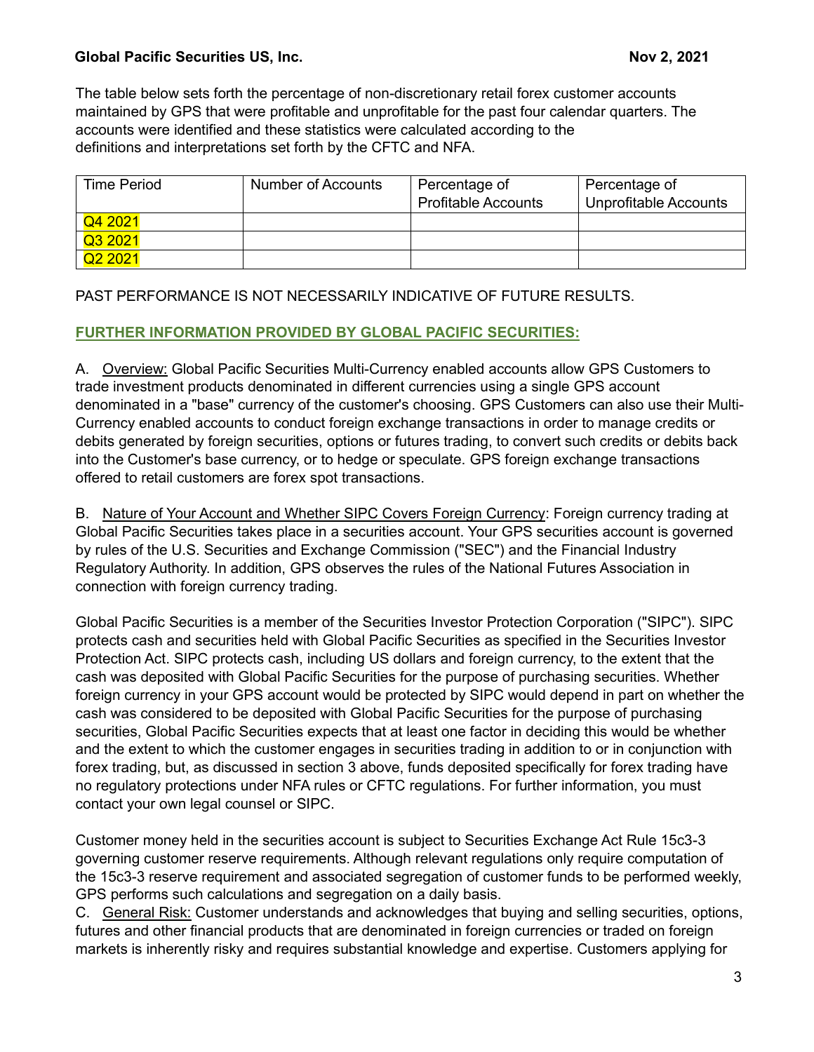The table below sets forth the percentage of non-discretionary retail forex customer accounts maintained by GPS that were profitable and unprofitable for the past four calendar quarters. The accounts were identified and these statistics were calculated according to the definitions and interpretations set forth by the CFTC and NFA.

| Time Period | Number of Accounts | Percentage of Profitable Accounts | Percentage of Unprofitable Accounts |
|---|---|---|---|
| Q4 2021 | | | |
| Q3 2021 | | | |
| Q2 2021 | | | |

PAST PERFORMANCE IS NOT NECESSARILY INDICATIVE OF FUTURE RESULTS.

**FURTHER INFORMATION PROVIDED BY GLOBAL PACIFIC SECURITIES:**

A. Overview: Global Pacific Securities Multi-Currency enabled accounts allow GPS Customers to trade investment products denominated in different currencies using a single GPS account denominated in a "base" currency of the customer's choosing. GPS Customers can also use their Multi-Currency enabled accounts to conduct foreign exchange transactions in order to manage credits or debits generated by foreign securities, options or futures trading, to convert such credits or debits back into the Customer's base currency, or to hedge or speculate. GPS foreign exchange transactions offered to retail customers are forex spot transactions.

B. Nature of Your Account and Whether SIPC Covers Foreign Currency: Foreign currency trading at Global Pacific Securities takes place in a securities account. Your GPS securities account is governed by rules of the U.S. Securities and Exchange Commission ("SEC") and the Financial Industry Regulatory Authority. In addition, GPS observes the rules of the National Futures Association in connection with foreign currency trading.

Global Pacific Securities is a member of the Securities Investor Protection Corporation ("SIPC"). SIPC protects cash and securities held with Global Pacific Securities as specified in the Securities Investor Protection Act. SIPC protects cash, including US dollars and foreign currency, to the extent that the cash was deposited with Global Pacific Securities for the purpose of purchasing securities. Whether foreign currency in your GPS account would be protected by SIPC would depend in part on whether the cash was considered to be deposited with Global Pacific Securities for the purpose of purchasing securities, Global Pacific Securities expects that at least one factor in deciding this would be whether and the extent to which the customer engages in securities trading in addition to or in conjunction with forex trading, but, as discussed in section 3 above, funds deposited specifically for forex trading have no regulatory protections under NFA rules or CFTC regulations. For further information, you must contact your own legal counsel or SIPC.

Customer money held in the securities account is subject to Securities Exchange Act Rule 15c3-3 governing customer reserve requirements. Although relevant regulations only require computation of the 15c3-3 reserve requirement and associated segregation of customer funds to be performed weekly, GPS performs such calculations and segregation on a daily basis.

C. General Risk: Customer understands and acknowledges that buying and selling securities, options, futures and other financial products that are denominated in foreign currencies or traded on foreign markets is inherently risky and requires substantial knowledge and expertise. Customers applying for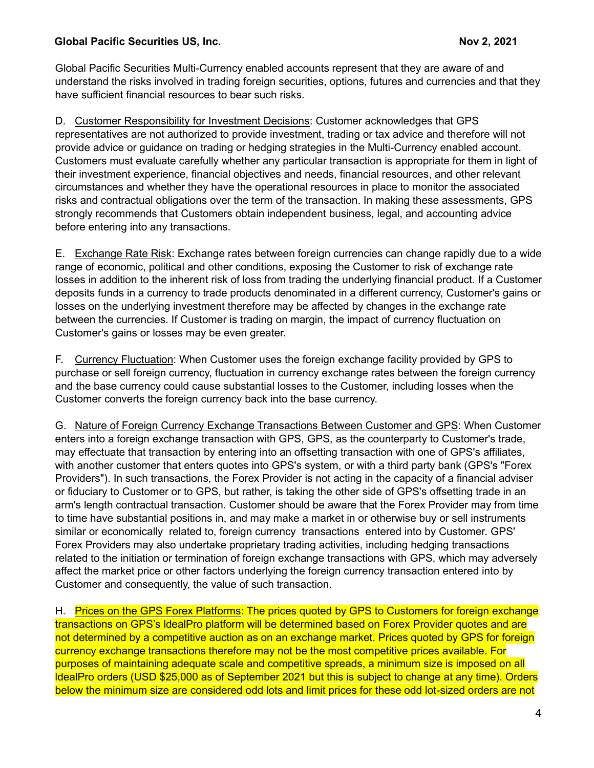Global Pacific Securities Multi-Currency enabled accounts represent that they are aware of and understand the risks involved in trading foreign securities, options, futures and currencies and that they have sufficient financial resources to bear such risks.

D. Customer Responsibility for Investment Decisions: Customer acknowledges that GPS representatives are not authorized to provide investment, trading or tax advice and therefore will not provide advice or guidance on trading or hedging strategies in the Multi-Currency enabled account. Customers must evaluate carefully whether any particular transaction is appropriate for them in light of their investment experience, financial objectives and needs, financial resources, and other relevant circumstances and whether they have the operational resources in place to monitor the associated risks and contractual obligations over the term of the transaction. In making these assessments, GPS strongly recommends that Customers obtain independent business, legal, and accounting advice before entering into any transactions.

E. Exchange Rate Risk: Exchange rates between foreign currencies can change rapidly due to a wide range of economic, political and other conditions, exposing the Customer to risk of exchange rate losses in addition to the inherent risk of loss from trading the underlying financial product. If a Customer deposits funds in a currency to trade products denominated in a different currency, Customer's gains or losses on the underlying investment therefore may be affected by changes in the exchange rate between the currencies. If Customer is trading on margin, the impact of currency fluctuation on Customer's gains or losses may be even greater.

F. Currency Fluctuation: When Customer uses the foreign exchange facility provided by GPS to purchase or sell foreign currency, fluctuation in currency exchange rates between the foreign currency and the base currency could cause substantial losses to the Customer, including losses when the Customer converts the foreign currency back into the base currency.

G. Nature of Foreign Currency Exchange Transactions Between Customer and GPS: When Customer enters into a foreign exchange transaction with GPS, GPS, as the counterparty to Customer's trade, may effectuate that transaction by entering into an offsetting transaction with one of GPS's affiliates, with another customer that enters quotes into GPS's system, or with a third party bank (GPS's "Forex Providers"). In such transactions, the Forex Provider is not acting in the capacity of a financial adviser or fiduciary to Customer or to GPS, but rather, is taking the other side of GPS's offsetting trade in an arm's length contractual transaction. Customer should be aware that the Forex Provider may from time to time have substantial positions in, and may make a market in or otherwise buy or sell instruments similar or economically related to, foreign currency transactions entered into by Customer. GPS' Forex Providers may also undertake proprietary trading activities, including hedging transactions related to the initiation or termination of foreign exchange transactions with GPS, which may adversely affect the market price or other factors underlying the foreign currency transaction entered into by Customer and consequently, the value of such transaction.

H. Prices on the GPS Forex Platforms: The prices quoted by GPS to Customers for foreign exchange transactions on GPS's IdealPro platform will be determined based on Forex Provider quotes and are not determined by a competitive auction as on an exchange market. Prices quoted by GPS for foreign currency exchange transactions therefore may not be the most competitive prices available. For purposes of maintaining adequate scale and competitive spreads, a minimum size is imposed on all IdealPro orders (USD $25,000 as of September 2021 but this is subject to change at any time). Orders below the minimum size are considered odd lots and limit prices for these odd lot-sized orders are not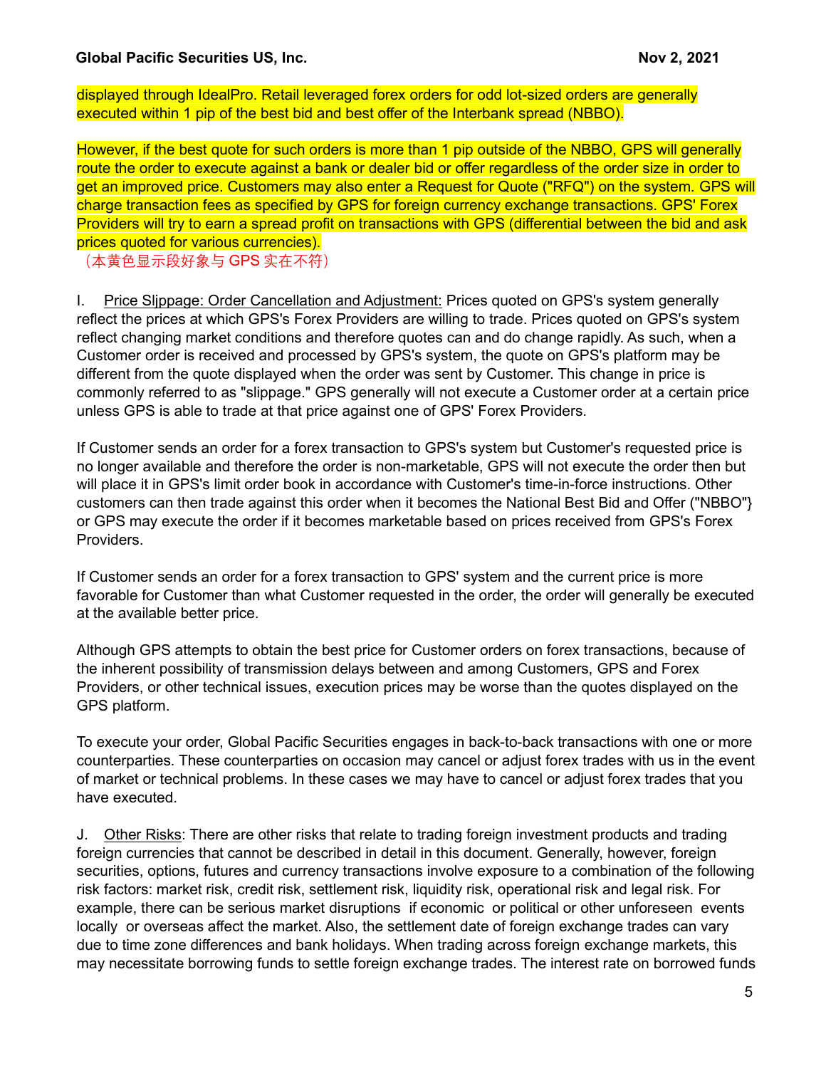displayed through IdealPro. Retail leveraged forex orders for odd lot-sized orders are generally executed within 1 pip of the best bid and best offer of the Interbank spread (NBBO).

However, if the best quote for such orders is more than 1 pip outside of the NBBO, GPS will generally route the order to execute against a bank or dealer bid or offer regardless of the order size in order to get an improved price. Customers may also enter a Request for Quote ("RFQ") on the system. GPS will charge transaction fees as specified by GPS for foreign currency exchange transactions. GPS' Forex Providers will try to earn a spread profit on transactions with GPS (differential between the bid and ask prices quoted for various currencies).

（本黄色显示段好象与 GPS 实在不符）

I. Price Sljppage: Order Cancellation and Adjustment: Prices quoted on GPS's system generally reflect the prices at which GPS's Forex Providers are willing to trade. Prices quoted on GPS's system reflect changing market conditions and therefore quotes can and do change rapidly. As such, when a Customer order is received and processed by GPS's system, the quote on GPS's platform may be different from the quote displayed when the order was sent by Customer. This change in price is commonly referred to as "slippage." GPS generally will not execute a Customer order at a certain price unless GPS is able to trade at that price against one of GPS' Forex Providers.

If Customer sends an order for a forex transaction to GPS's system but Customer's requested price is no longer available and therefore the order is non-marketable, GPS will not execute the order then but will place it in GPS's limit order book in accordance with Customer's time-in-force instructions. Other customers can then trade against this order when it becomes the National Best Bid and Offer ("NBBO"} or GPS may execute the order if it becomes marketable based on prices received from GPS's Forex Providers.

If Customer sends an order for a forex transaction to GPS' system and the current price is more favorable for Customer than what Customer requested in the order, the order will generally be executed at the available better price.

Although GPS attempts to obtain the best price for Customer orders on forex transactions, because of the inherent possibility of transmission delays between and among Customers, GPS and Forex Providers, or other technical issues, execution prices may be worse than the quotes displayed on the GPS platform.

To execute your order, Global Pacific Securities engages in back-to-back transactions with one or more counterparties. These counterparties on occasion may cancel or adjust forex trades with us in the event of market or technical problems. In these cases we may have to cancel or adjust forex trades that you have executed.

J. Other Risks: There are other risks that relate to trading foreign investment products and trading foreign currencies that cannot be described in detail in this document. Generally, however, foreign securities, options, futures and currency transactions involve exposure to a combination of the following risk factors: market risk, credit risk, settlement risk, liquidity risk, operational risk and legal risk. For example, there can be serious market disruptions if economic or political or other unforeseen events locally or overseas affect the market. Also, the settlement date of foreign exchange trades can vary due to time zone differences and bank holidays. When trading across foreign exchange markets, this may necessitate borrowing funds to settle foreign exchange trades. The interest rate on borrowed funds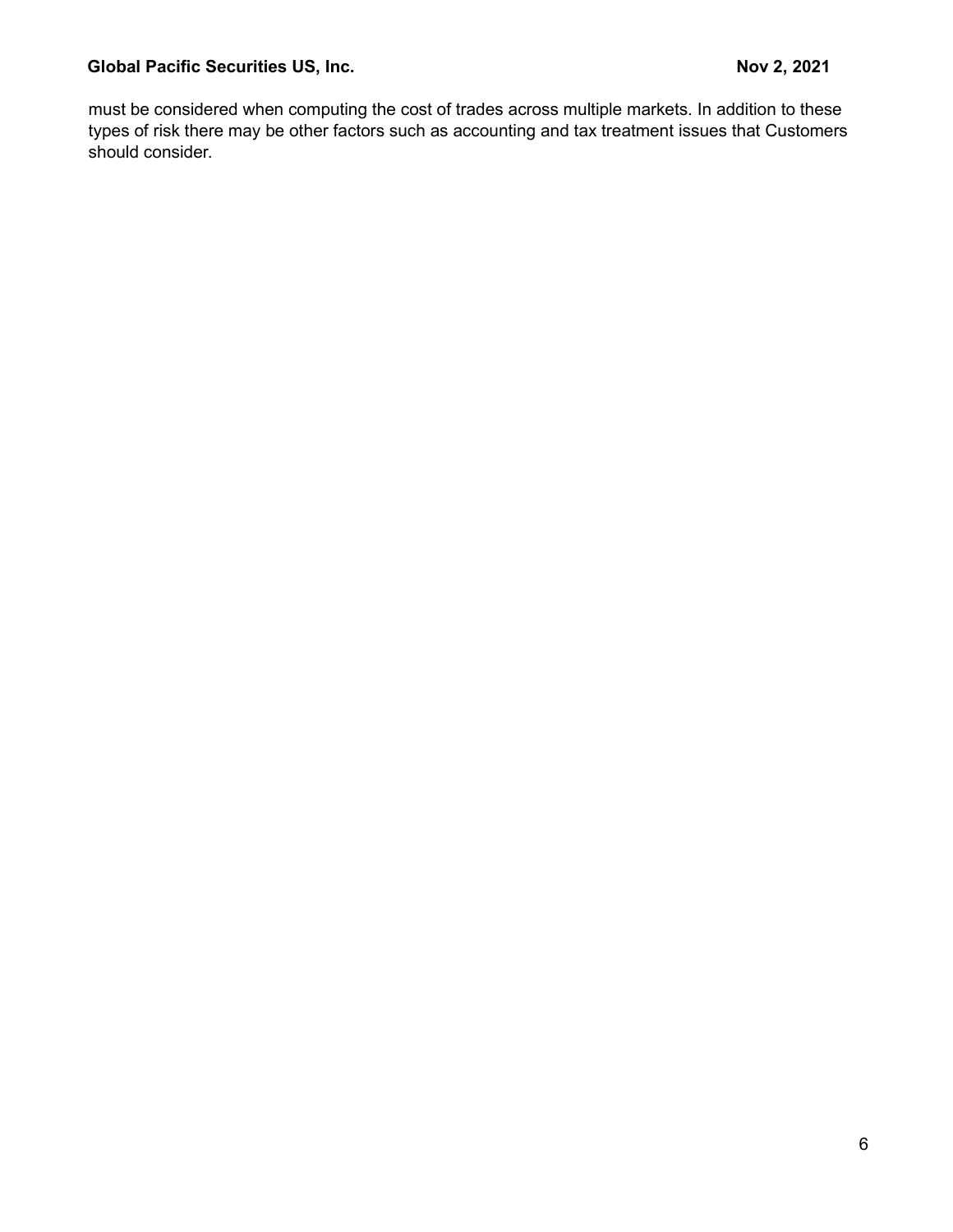must be considered when computing the cost of trades across multiple markets. In addition to these types of risk there may be other factors such as accounting and tax treatment issues that Customers should consider.